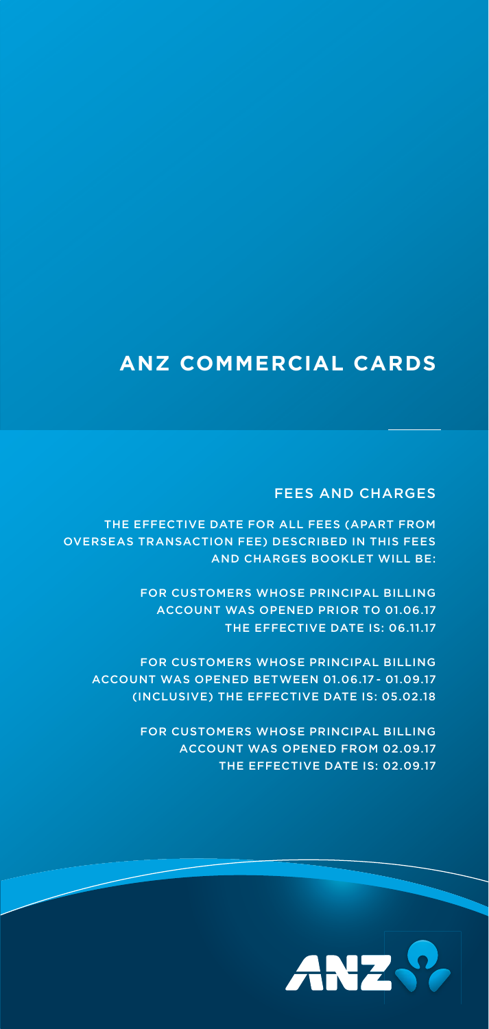# ANZ COMMERCIAL CARDS

## FEES AND CHARGES

THE EFFECTIVE DATE FOR ALL FEES (APART FROM OVERSEAS TRANSACTION FEE) DESCRIBED IN THIS FEES AND CHARGES BOOKLET WILL BE:

FOR CUSTOMERS WHOSE PRINCIPAL BILLING ACCOUNT WAS OPENED PRIOR TO 01.06.17 THE EFFECTIVE DATE IS: 06.11.17

FOR CUSTOMERS WHOSE PRINCIPAL BILLING ACCOUNT WAS OPENED BETWEEN 01.06.17 - 01.09.17 (INCLUSIVE) THE EFFECTIVE DATE IS: 05.02.18

FOR CUSTOMERS WHOSE PRINCIPAL BILLING ACCOUNT WAS OPENED FROM 02.09.17 THE EFFECTIVE DATE IS: 02.09.17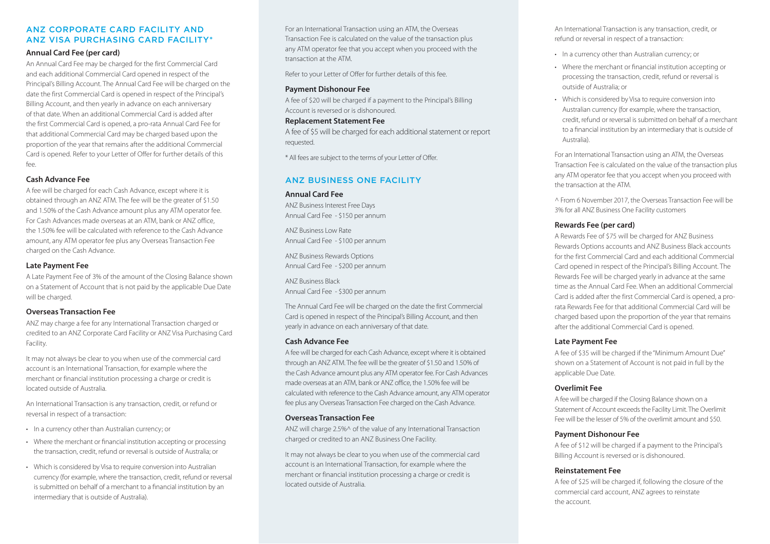## ANZ CORPORATE CARD FACILITY AND ANZ VISA PURCHASING CARD FACILITY*

### Annual Card Fee (per card)

An Annual Card Fee may be charged for the first Commercial Card and each additional Commercial Card opened in respect of the Principal's Billing Account. The Annual Card Fee will be charged on the date the first Commercial Card is opened in respect of the Principal's Billing Account, and then yearly in advance on each anniversary of that date. When an additional Commercial Card is added after the first Commercial Card is opened, a pro-rata Annual Card Fee for that additional Commercial Card may be charged based upon the proportion of the year that remains after the additional Commercial Card is opened. Refer to your Letter of Offer for further details of this fee.

### Cash Advance Fee

A fee will be charged for each Cash Advance, except where it is obtained through an ANZ ATM. The fee will be the greater of $1.50 and 1.50% of the Cash Advance amount plus any ATM operator fee. For Cash Advances made overseas at an ATM, bank or ANZ office, the 1.50% fee will be calculated with reference to the Cash Advance amount, any ATM operator fee plus any Overseas Transaction Fee charged on the Cash Advance.

### Late Payment Fee

A Late Payment Fee of 3% of the amount of the Closing Balance shown on a Statement of Account that is not paid by the applicable Due Date will be charged.

### Overseas Transaction Fee

ANZ may charge a fee for any International Transaction charged or credited to an ANZ Corporate Card Facility or ANZ Visa Purchasing Card Facility.

It may not always be clear to you when use of the commercial card account is an International Transaction, for example where the merchant or financial institution processing a charge or credit is located outside of Australia.

An International Transaction is any transaction, credit, or refund or reversal in respect of a transaction:

- In a currency other than Australian currency; or
- Where the merchant or financial institution accepting or processing the transaction, credit, refund or reversal is outside of Australia; or
- Which is considered by Visa to require conversion into Australian currency (for example, where the transaction, credit, refund or reversal is submitted on behalf of a merchant to a financial institution by an intermediary that is outside of Australia).

For an International Transaction using an ATM, the Overseas Transaction Fee is calculated on the value of the transaction plus any ATM operator fee that you accept when you proceed with the transaction at the ATM.

Refer to your Letter of Offer for further details of this fee.

### Payment Dishonour Fee

A fee of $20 will be charged if a payment to the Principal's Billing Account is reversed or is dishonoured.

### Replacement Statement Fee

A fee of $5 will be charged for each additional statement or report requested.

\* All fees are subject to the terms of your Letter of Offer.

## ANZ BUSINESS ONE FACILITY

### Annual Card Fee

ANZ Business Interest Free Days
Annual Card Fee - $150 per annum

ANZ Business Low Rate
Annual Card Fee - $100 per annum

ANZ Business Rewards Options
Annual Card Fee - $200 per annum

ANZ Business Black
Annual Card Fee - $300 per annum

The Annual Card Fee will be charged on the date the first Commercial Card is opened in respect of the Principal's Billing Account, and then yearly in advance on each anniversary of that date.

### Cash Advance Fee

A fee will be charged for each Cash Advance, except where it is obtained through an ANZ ATM. The fee will be the greater of $1.50 and 1.50% of the Cash Advance amount plus any ATM operator fee. For Cash Advances made overseas at an ATM, bank or ANZ office, the 1.50% fee will be calculated with reference to the Cash Advance amount, any ATM operator fee plus any Overseas Transaction Fee charged on the Cash Advance.

### Overseas Transaction Fee

ANZ will charge 2.5%^ of the value of any International Transaction charged or credited to an ANZ Business One Facility.

It may not always be clear to you when use of the commercial card account is an International Transaction, for example where the merchant or financial institution processing a charge or credit is located outside of Australia.

An International Transaction is any transaction, credit, or refund or reversal in respect of a transaction:

- In a currency other than Australian currency; or
- Where the merchant or financial institution accepting or processing the transaction, credit, refund or reversal is outside of Australia; or
- Which is considered by Visa to require conversion into Australian currency (for example, where the transaction, credit, refund or reversal is submitted on behalf of a merchant to a financial institution by an intermediary that is outside of Australia).

For an International Transaction using an ATM, the Overseas Transaction Fee is calculated on the value of the transaction plus any ATM operator fee that you accept when you proceed with the transaction at the ATM.

^ From 6 November 2017, the Overseas Transaction Fee will be 3% for all ANZ Business One Facility customers

### Rewards Fee (per card)

A Rewards Fee of $75 will be charged for ANZ Business Rewards Options accounts and ANZ Business Black accounts for the first Commercial Card and each additional Commercial Card opened in respect of the Principal's Billing Account. The Rewards Fee will be charged yearly in advance at the same time as the Annual Card Fee. When an additional Commercial Card is added after the first Commercial Card is opened, a pro-rata Rewards Fee for that additional Commercial Card will be charged based upon the proportion of the year that remains after the additional Commercial Card is opened.

### Late Payment Fee

A fee of $35 will be charged if the "Minimum Amount Due" shown on a Statement of Account is not paid in full by the applicable Due Date.

### Overlimit Fee

A fee will be charged if the Closing Balance shown on a Statement of Account exceeds the Facility Limit. The Overlimit Fee will be the lesser of 5% of the overlimit amount and $50.

### Payment Dishonour Fee

A fee of $12 will be charged if a payment to the Principal's Billing Account is reversed or is dishonoured.

### Reinstatement Fee

A fee of $25 will be charged if, following the closure of the commercial card account, ANZ agrees to reinstate the account.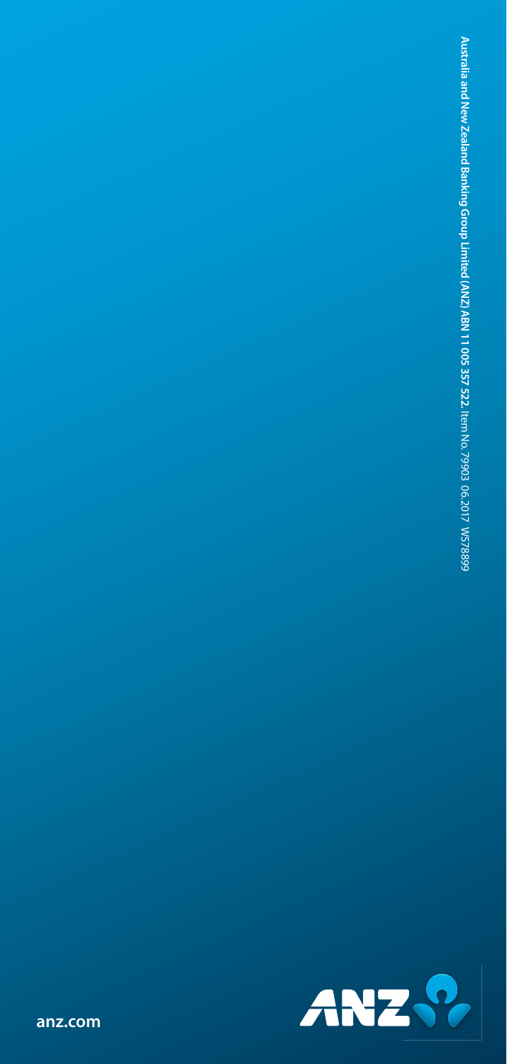**Australia and New Zealand Banking Group Limited (ANZ) ABN 11 005 357 522.** Item No. 79903 06.2017 W578899

ANZ

**anz.com**